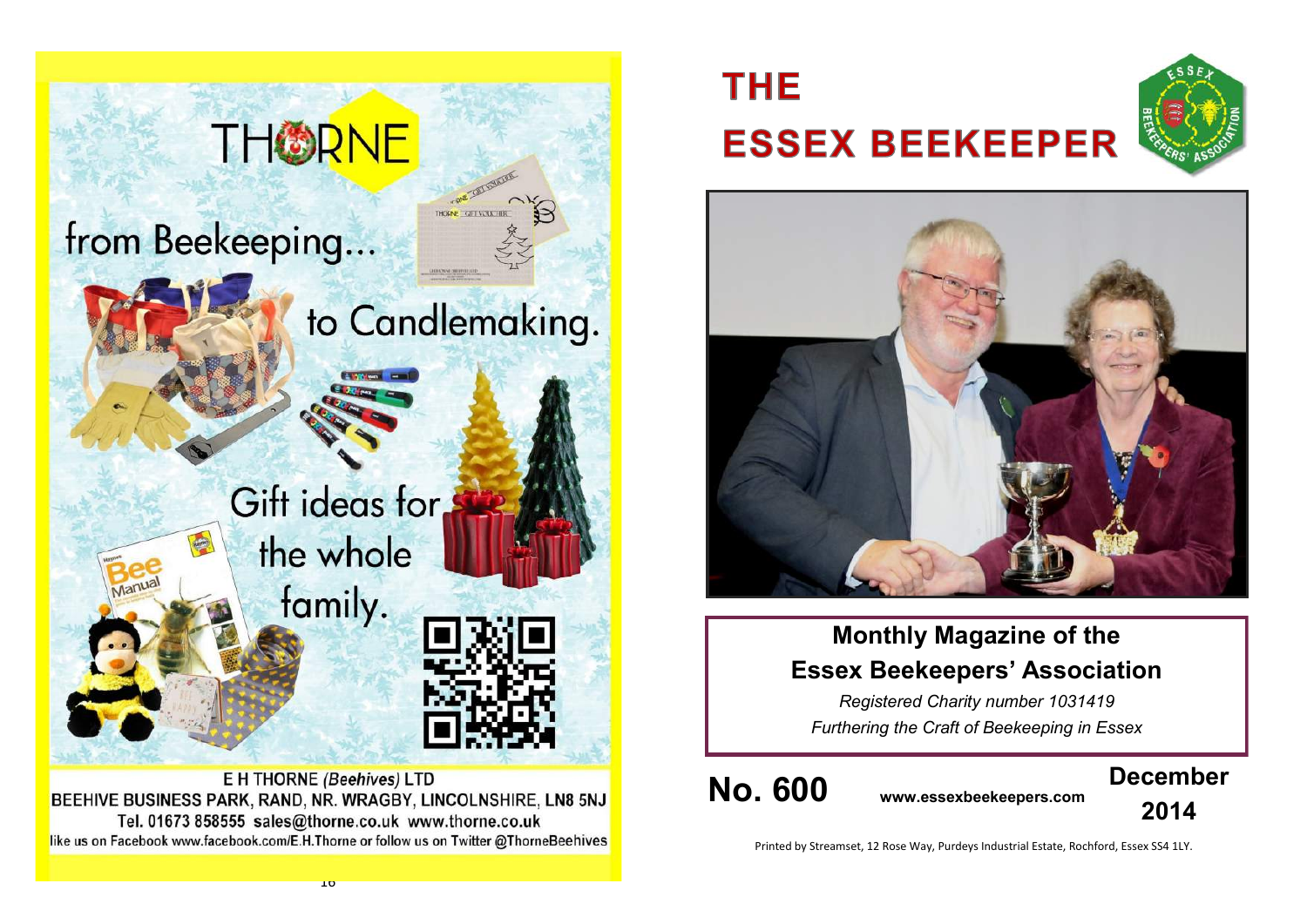THORNE

from Beekeeping...

to Candlemaking.

Gift ideas for the whole family.

E H THORNE *(Beehives)* LTD
BEEHIVE BUSINESS PARK, RAND, NR. WRAGBY, LINCOLNSHIRE, LN8 5NJ
Tel. 01673 858555 sales@thorne.co.uk www.thorne.co.uk
like us on Facebook www.facebook.com/E.H.Thorne or follow us on Twitter @ThorneBeehives

# THE ESSEX BEEKEEPER

**Monthly Magazine of the Essex Beekeepers' Association**

*Registered Charity number 1031419*

*Furthering the Craft of Beekeeping in Essex*

**No. 600** **www.essexbeekeepers.com** **December 2014**

Printed by Streamset, 12 Rose Way, Purdeys Industrial Estate, Rochford, Essex SS4 1LY.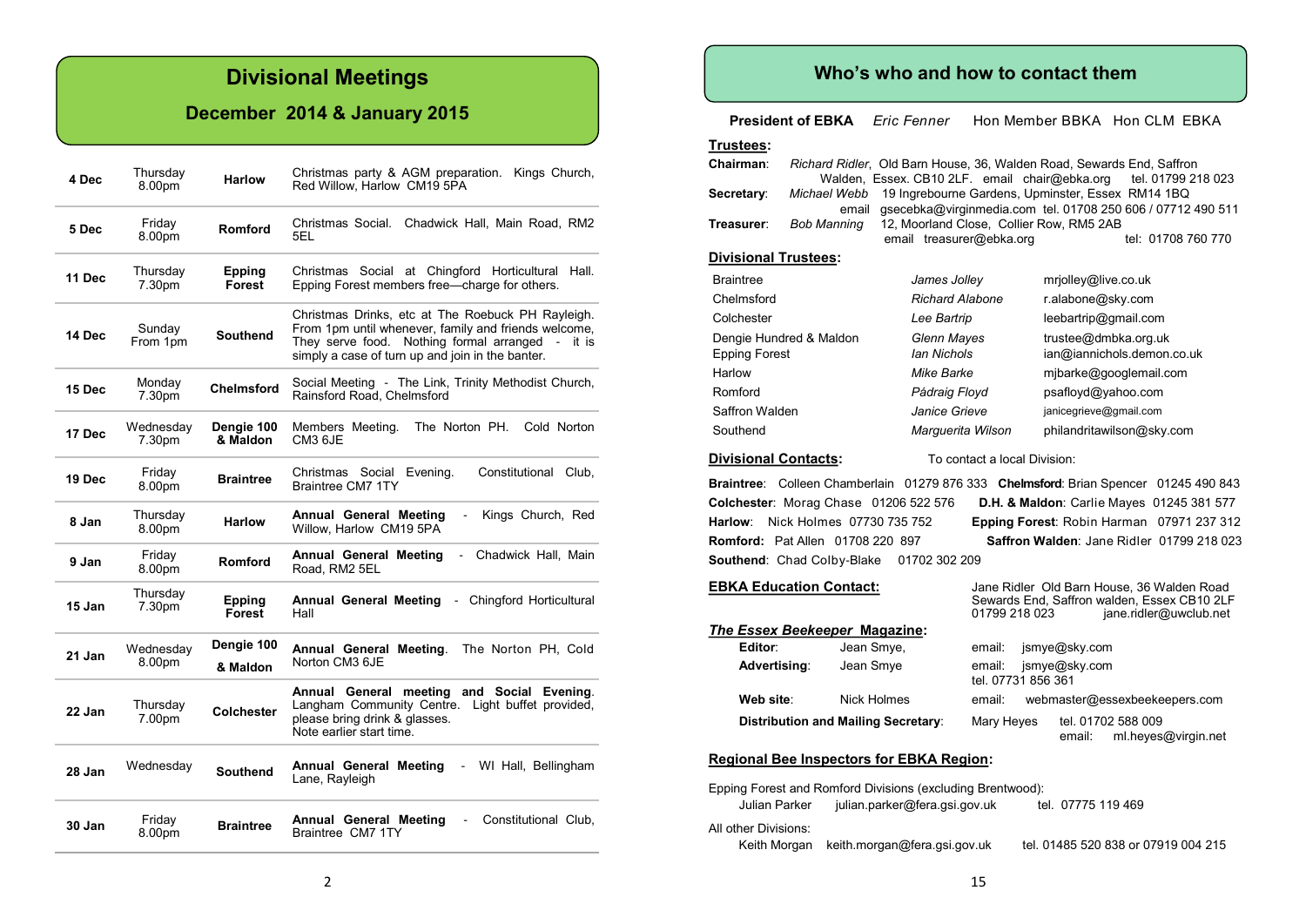# Divisional Meetings

## December 2014 & January 2015

| Date | Day / Time | Division | Details |
|---|---|---|---|
| 4 Dec | Thursday 8.00pm | Harlow | Christmas party & AGM preparation. Kings Church, Red Willow, Harlow CM19 5PA |
| 5 Dec | Friday 8.00pm | Romford | Christmas Social. Chadwick Hall, Main Road, RM2 5EL |
| 11 Dec | Thursday 7.30pm | Epping Forest | Christmas Social at Chingford Horticultural Hall. Epping Forest members free—charge for others. |
| 14 Dec | Sunday From 1pm | Southend | Christmas Drinks, etc at The Roebuck PH Rayleigh. From 1pm until whenever, family and friends welcome, They serve food. Nothing formal arranged - it is simply a case of turn up and join in the banter. |
| 15 Dec | Monday 7.30pm | Chelmsford | Social Meeting - The Link, Trinity Methodist Church, Rainsford Road, Chelmsford |
| 17 Dec | Wednesday 7.30pm | Dengie 100 & Maldon | Members Meeting. The Norton PH. Cold Norton CM3 6JE |
| 19 Dec | Friday 8.00pm | Braintree | Christmas Social Evening. Constitutional Club, Braintree CM7 1TY |
| 8 Jan | Thursday 8.00pm | Harlow | **Annual General Meeting** - Kings Church, Red Willow, Harlow CM19 5PA |
| 9 Jan | Friday 8.00pm | Romford | **Annual General Meeting** - Chadwick Hall, Main Road, RM2 5EL |
| 15 Jan | Thursday 7.30pm | Epping Forest | **Annual General Meeting** - Chingford Horticultural Hall |
| 21 Jan | Wednesday 8.00pm | Dengie 100 & Maldon | **Annual General Meeting**. The Norton PH, Cold Norton CM3 6JE |
| 22 Jan | Thursday 7.00pm | Colchester | **Annual General meeting and Social Evening**. Langham Community Centre. Light buffet provided, please bring drink & glasses. Note earlier start time. |
| 28 Jan | Wednesday | Southend | **Annual General Meeting** - WI Hall, Bellingham Lane, Rayleigh |
| 30 Jan | Friday 8.00pm | Braintree | **Annual General Meeting** - Constitutional Club, Braintree CM7 1TY |

# Who's who and how to contact them

**President of EBKA** *Eric Fenner* Hon Member BBKA Hon CLM EBKA

**Trustees:**

**Chairman**: *Richard Ridler*, Old Barn House, 36, Walden Road, Sewards End, Saffron Walden, Essex. CB10 2LF. email chair@ebka.org tel. 01799 218 023

**Secretary**: *Michael Webb* 19 Ingrebourne Gardens, Upminster, Essex RM14 1BQ email gsecebka@virginmedia.com tel. 01708 250 606 / 07712 490 511

**Treasurer**: *Bob Manning* 12, Moorland Close, Collier Row, RM5 2AB email treasurer@ebka.org tel: 01708 760 770

**Divisional Trustees:**

| Division | Trustee | Email |
|---|---|---|
| Braintree | *James Jolley* | mrjolley@live.co.uk |
| Chelmsford | *Richard Alabone* | r.alabone@sky.com |
| Colchester | *Lee Bartrip* | leebartrip@gmail.com |
| Dengie Hundred & Maldon | *Glenn Mayes* | trustee@dmbka.org.uk |
| Epping Forest | *Ian Nichols* | ian@iannichols.demon.co.uk |
| Harlow | *Mike Barke* | mjbarke@googlemail.com |
| Romford | *Pádraig Floyd* | psafloyd@yahoo.com |
| Saffron Walden | *Janice Grieve* | janicegrieve@gmail.com |
| Southend | *Marguerita Wilson* | philandritawilson@sky.com |

**Divisional Contacts:** To contact a local Division:

**Braintree**: Colleen Chamberlain 01279 876 333
**Chelmsford**: Brian Spencer 01245 490 843
**Colchester**: Morag Chase 01206 522 576
**D.H. & Maldon**: Carlie Mayes 01245 381 577
**Harlow**: Nick Holmes 07730 735 752
**Epping Forest**: Robin Harman 07971 237 312
**Romford:** Pat Allen 01708 220 897
**Saffron Walden**: Jane Ridler 01799 218 023
**Southend**: Chad Colby-Blake 01702 302 209

**EBKA Education Contact:** Jane Ridler Old Barn House, 36 Walden Road Sewards End, Saffron walden, Essex CB10 2LF 01799 218 023 jane.ridler@uwclub.net

***The Essex Beekeeper* Magazine:**

**Editor**: Jean Smye, email: jsmye@sky.com
**Advertising**: Jean Smye email: jsmye@sky.com tel. 07731 856 361
**Web site**: Nick Holmes email: webmaster@essexbeekeepers.com
**Distribution and Mailing Secretary**: Mary Heyes tel. 01702 588 009 email: ml.heyes@virgin.net

**Regional Bee Inspectors for EBKA Region:**

Epping Forest and Romford Divisions (excluding Brentwood):
Julian Parker julian.parker@fera.gsi.gov.uk tel. 07775 119 469

All other Divisions:
Keith Morgan keith.morgan@fera.gsi.gov.uk tel. 01485 520 838 or 07919 004 215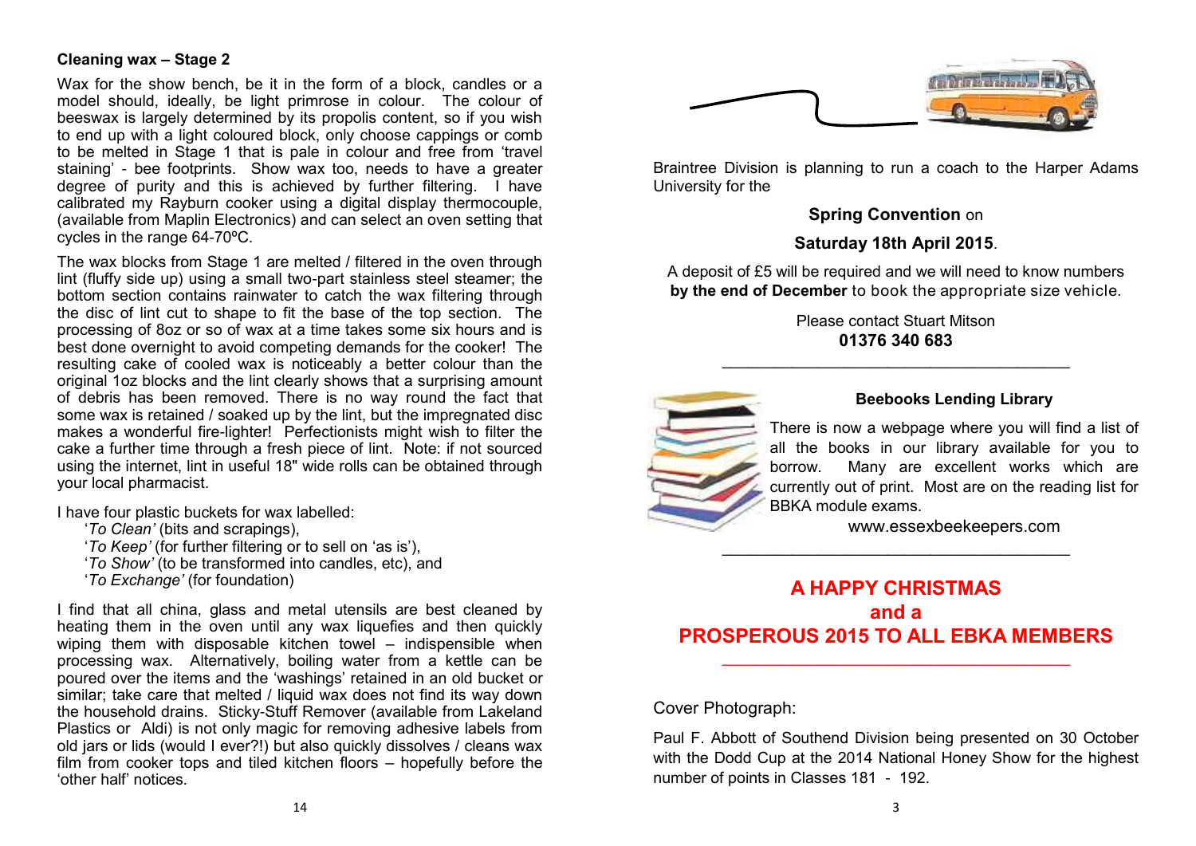### Cleaning wax – Stage 2

Wax for the show bench, be it in the form of a block, candles or a model should, ideally, be light primrose in colour. The colour of beeswax is largely determined by its propolis content, so if you wish to end up with a light coloured block, only choose cappings or comb to be melted in Stage 1 that is pale in colour and free from 'travel staining' - bee footprints. Show wax too, needs to have a greater degree of purity and this is achieved by further filtering. I have calibrated my Rayburn cooker using a digital display thermocouple, (available from Maplin Electronics) and can select an oven setting that cycles in the range 64-70ºC.

The wax blocks from Stage 1 are melted / filtered in the oven through lint (fluffy side up) using a small two-part stainless steel steamer; the bottom section contains rainwater to catch the wax filtering through the disc of lint cut to shape to fit the base of the top section. The processing of 8oz or so of wax at a time takes some six hours and is best done overnight to avoid competing demands for the cooker! The resulting cake of cooled wax is noticeably a better colour than the original 1oz blocks and the lint clearly shows that a surprising amount of debris has been removed. There is no way round the fact that some wax is retained / soaked up by the lint, but the impregnated disc makes a wonderful fire-lighter! Perfectionists might wish to filter the cake a further time through a fresh piece of lint. Note: if not sourced using the internet, lint in useful 18" wide rolls can be obtained through your local pharmacist.

I have four plastic buckets for wax labelled:

- '*To Clean'* (bits and scrapings),
- '*To Keep'* (for further filtering or to sell on 'as is'),
- '*To Show'* (to be transformed into candles, etc), and
- '*To Exchange'* (for foundation)

I find that all china, glass and metal utensils are best cleaned by heating them in the oven until any wax liquefies and then quickly wiping them with disposable kitchen towel – indispensible when processing wax. Alternatively, boiling water from a kettle can be poured over the items and the 'washings' retained in an old bucket or similar; take care that melted / liquid wax does not find its way down the household drains. Sticky-Stuff Remover (available from Lakeland Plastics or Aldi) is not only magic for removing adhesive labels from old jars or lids (would I ever?!) but also quickly dissolves / cleans wax film from cooker tops and tiled kitchen floors – hopefully before the 'other half' notices.

Braintree Division is planning to run a coach to the Harper Adams University for the

**Spring Convention** on

**Saturday 18th April 2015**.

A deposit of £5 will be required and we will need to know numbers **by the end of December** to book the appropriate size vehicle.

Please contact Stuart Mitson
**01376 340 683**

---

**Beebooks Lending Library**

There is now a webpage where you will find a list of all the books in our library available for you to borrow. Many are excellent works which are currently out of print. Most are on the reading list for BBKA module exams.

www.essexbeekeepers.com

---

## A HAPPY CHRISTMAS and a PROSPEROUS 2015 TO ALL EBKA MEMBERS

---

Cover Photograph:

Paul F. Abbott of Southend Division being presented on 30 October with the Dodd Cup at the 2014 National Honey Show for the highest number of points in Classes 181 - 192.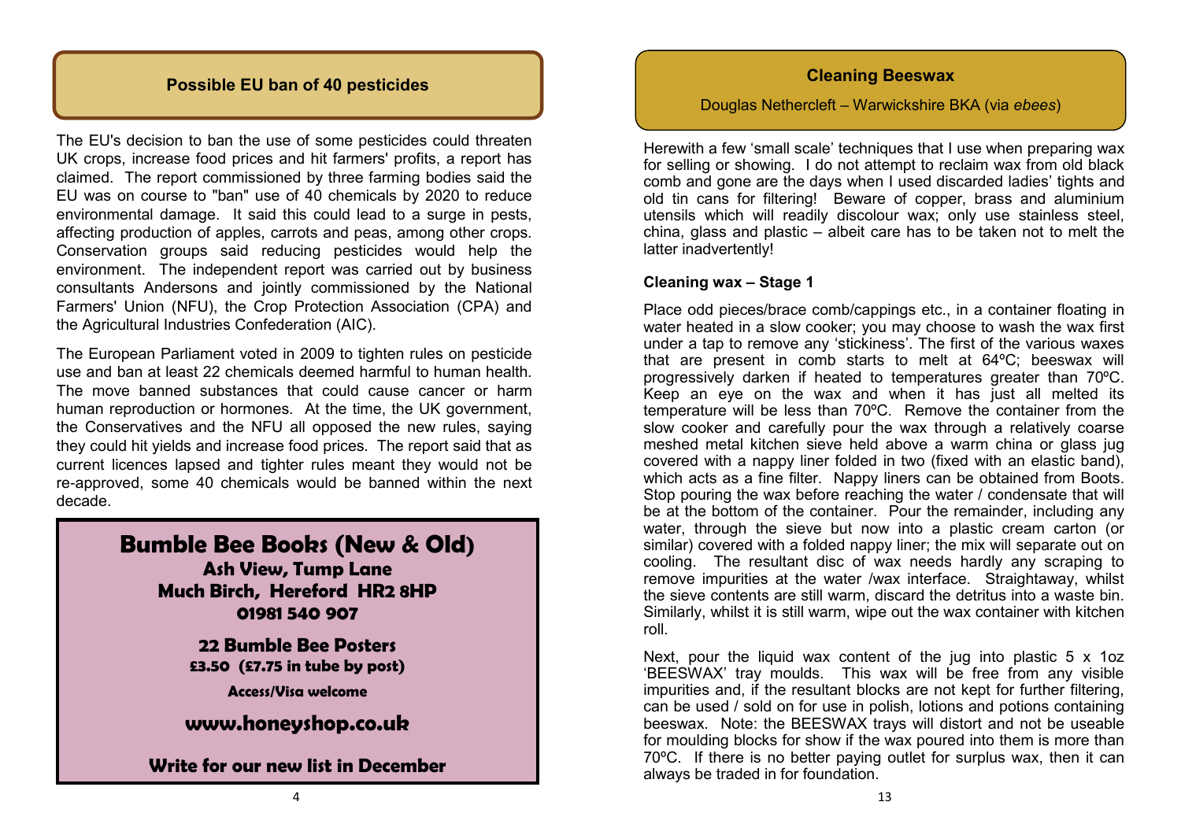## Possible EU ban of 40 pesticides

The EU's decision to ban the use of some pesticides could threaten UK crops, increase food prices and hit farmers' profits, a report has claimed. The report commissioned by three farming bodies said the EU was on course to "ban" use of 40 chemicals by 2020 to reduce environmental damage. It said this could lead to a surge in pests, affecting production of apples, carrots and peas, among other crops. Conservation groups said reducing pesticides would help the environment. The independent report was carried out by business consultants Andersons and jointly commissioned by the National Farmers' Union (NFU), the Crop Protection Association (CPA) and the Agricultural Industries Confederation (AIC).

The European Parliament voted in 2009 to tighten rules on pesticide use and ban at least 22 chemicals deemed harmful to human health. The move banned substances that could cause cancer or harm human reproduction or hormones. At the time, the UK government, the Conservatives and the NFU all opposed the new rules, saying they could hit yields and increase food prices. The report said that as current licences lapsed and tighter rules meant they would not be re-approved, some 40 chemicals would be banned within the next decade.

**Bumble Bee Books (New & Old)**
**Ash View, Tump Lane**
**Much Birch, Hereford HR2 8HP**
**01981 540 907**

**22 Bumble Bee Posters**
**£3.50 (£7.75 in tube by post)**

**Access/Visa welcome**

**www.honeyshop.co.uk**

**Write for our new list in December**

## Cleaning Beeswax

Douglas Nethercleft – Warwickshire BKA (via *ebees*)

Herewith a few 'small scale' techniques that I use when preparing wax for selling or showing. I do not attempt to reclaim wax from old black comb and gone are the days when I used discarded ladies' tights and old tin cans for filtering! Beware of copper, brass and aluminium utensils which will readily discolour wax; only use stainless steel, china, glass and plastic – albeit care has to be taken not to melt the latter inadvertently!

### Cleaning wax – Stage 1

Place odd pieces/brace comb/cappings etc., in a container floating in water heated in a slow cooker; you may choose to wash the wax first under a tap to remove any 'stickiness'. The first of the various waxes that are present in comb starts to melt at 64ºC; beeswax will progressively darken if heated to temperatures greater than 70ºC. Keep an eye on the wax and when it has just all melted its temperature will be less than 70ºC. Remove the container from the slow cooker and carefully pour the wax through a relatively coarse meshed metal kitchen sieve held above a warm china or glass jug covered with a nappy liner folded in two (fixed with an elastic band), which acts as a fine filter. Nappy liners can be obtained from Boots. Stop pouring the wax before reaching the water / condensate that will be at the bottom of the container. Pour the remainder, including any water, through the sieve but now into a plastic cream carton (or similar) covered with a folded nappy liner; the mix will separate out on cooling. The resultant disc of wax needs hardly any scraping to remove impurities at the water /wax interface. Straightaway, whilst the sieve contents are still warm, discard the detritus into a waste bin. Similarly, whilst it is still warm, wipe out the wax container with kitchen roll.

Next, pour the liquid wax content of the jug into plastic 5 x 1oz 'BEESWAX' tray moulds. This wax will be free from any visible impurities and, if the resultant blocks are not kept for further filtering, can be used / sold on for use in polish, lotions and potions containing beeswax. Note: the BEESWAX trays will distort and not be useable for moulding blocks for show if the wax poured into them is more than 70ºC. If there is no better paying outlet for surplus wax, then it can always be traded in for foundation.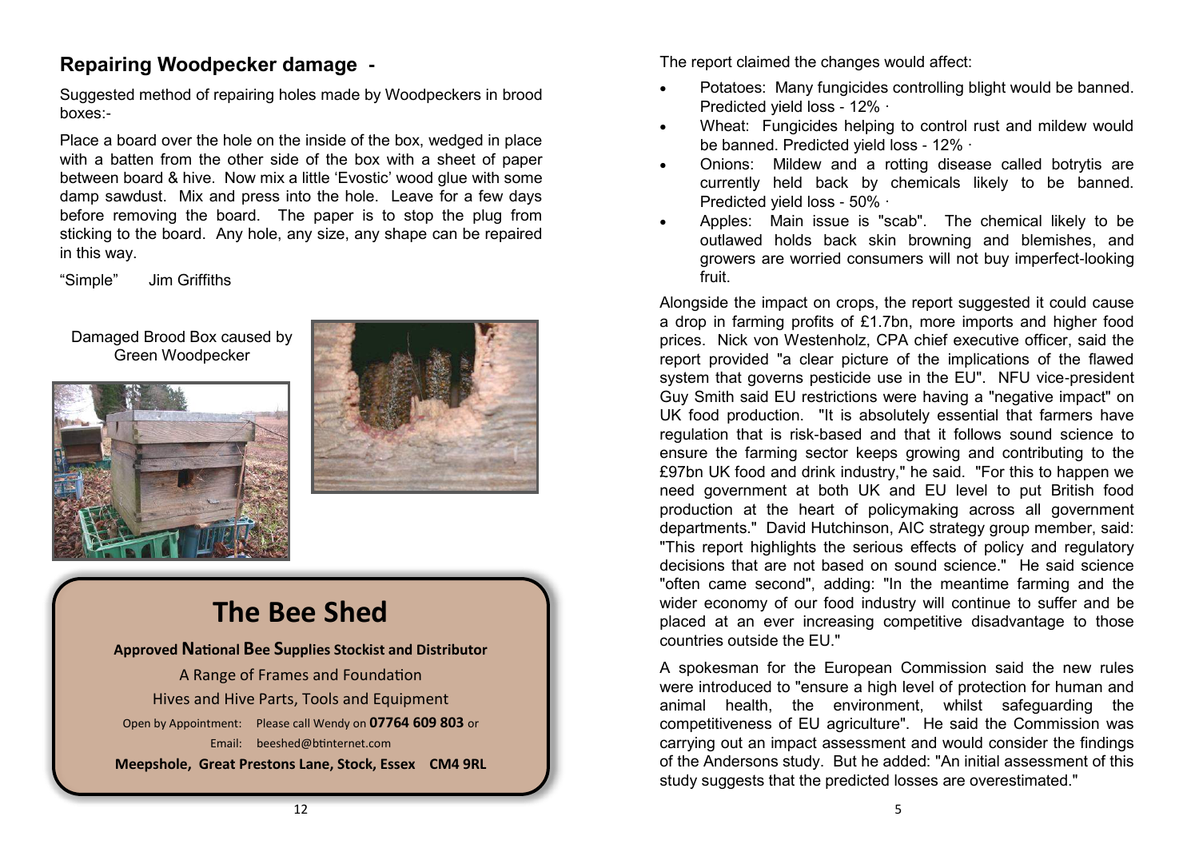## Repairing Woodpecker damage -

Suggested method of repairing holes made by Woodpeckers in brood boxes:-

Place a board over the hole on the inside of the box, wedged in place with a batten from the other side of the box with a sheet of paper between board & hive. Now mix a little 'Evostic' wood glue with some damp sawdust. Mix and press into the hole. Leave for a few days before removing the board. The paper is to stop the plug from sticking to the board. Any hole, any size, any shape can be repaired in this way.

"Simple" Jim Griffiths

Damaged Brood Box caused by Green Woodpecker

# The Bee Shed

**Approved National Bee Supplies Stockist and Distributor**

A Range of Frames and Foundation

Hives and Hive Parts, Tools and Equipment

Open by Appointment: Please call Wendy on **07764 609 803** or

Email: beeshed@btinternet.com

**Meepshole, Great Prestons Lane, Stock, Essex CM4 9RL**

The report claimed the changes would affect:

- Potatoes: Many fungicides controlling blight would be banned. Predicted yield loss - 12% ·
- Wheat: Fungicides helping to control rust and mildew would be banned. Predicted yield loss - 12% ·
- Onions: Mildew and a rotting disease called botrytis are currently held back by chemicals likely to be banned. Predicted yield loss - 50% ·
- Apples: Main issue is "scab". The chemical likely to be outlawed holds back skin browning and blemishes, and growers are worried consumers will not buy imperfect-looking fruit.

Alongside the impact on crops, the report suggested it could cause a drop in farming profits of £1.7bn, more imports and higher food prices. Nick von Westenholz, CPA chief executive officer, said the report provided "a clear picture of the implications of the flawed system that governs pesticide use in the EU". NFU vice-president Guy Smith said EU restrictions were having a "negative impact" on UK food production. "It is absolutely essential that farmers have regulation that is risk-based and that it follows sound science to ensure the farming sector keeps growing and contributing to the £97bn UK food and drink industry," he said. "For this to happen we need government at both UK and EU level to put British food production at the heart of policymaking across all government departments." David Hutchinson, AIC strategy group member, said: "This report highlights the serious effects of policy and regulatory decisions that are not based on sound science." He said science "often came second", adding: "In the meantime farming and the wider economy of our food industry will continue to suffer and be placed at an ever increasing competitive disadvantage to those countries outside the EU."

A spokesman for the European Commission said the new rules were introduced to "ensure a high level of protection for human and animal health, the environment, whilst safeguarding the competitiveness of EU agriculture". He said the Commission was carrying out an impact assessment and would consider the findings of the Andersons study. But he added: "An initial assessment of this study suggests that the predicted losses are overestimated."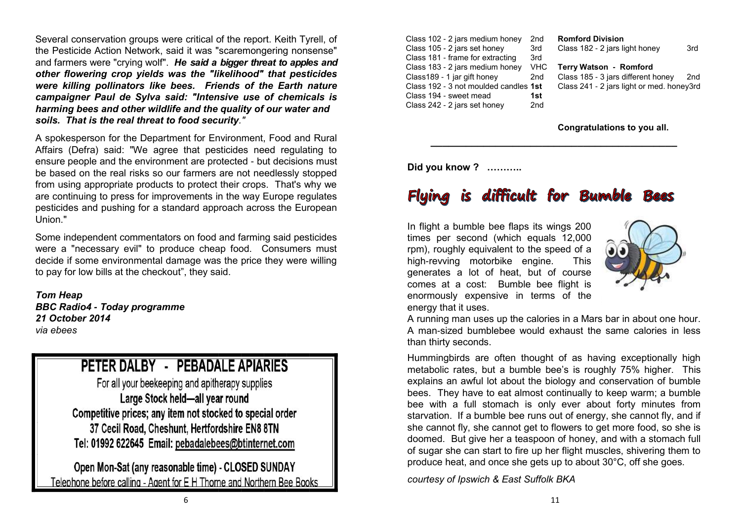Several conservation groups were critical of the report. Keith Tyrell, of the Pesticide Action Network, said it was "scaremongering nonsense" and farmers were "crying wolf". ***He said a bigger threat to apples and other flowering crop yields was the "likelihood" that pesticides were killing pollinators like bees. Friends of the Earth nature campaigner Paul de Sylva said: "Intensive use of chemicals is harming bees and other wildlife and the quality of our water and soils. That is the real threat to food security."***

A spokesperson for the Department for Environment, Food and Rural Affairs (Defra) said: "We agree that pesticides need regulating to ensure people and the environment are protected - but decisions must be based on the real risks so our farmers are not needlessly stopped from using appropriate products to protect their crops. That's why we are continuing to press for improvements in the way Europe regulates pesticides and pushing for a standard approach across the European Union."

Some independent commentators on food and farming said pesticides were a "necessary evil" to produce cheap food. Consumers must decide if some environmental damage was the price they were willing to pay for low bills at the checkout", they said.

***Tom Heap***
***BBC Radio4 - Today programme***
***21 October 2014***
*via ebees*

**PETER DALBY - PEBADALE APIARIES**

For all your beekeeping and apitherapy supplies
Large Stock held—all year round
Competitive prices; any item not stocked to special order
37 Cecil Road, Cheshunt, Hertfordshire EN8 8TN
Tel: 01992 622645 Email: pebadalebees@btinternet.com

Open Mon-Sat (any reasonable time) - CLOSED SUNDAY
Telephone before calling - Agent for E H Thorne and Northern Bee Books

| | |
|---|---|
| Class 102 - 2 jars medium honey | 2nd |
| Class 105 - 2 jars set honey | 3rd |
| Class 181 - frame for extracting | 3rd |
| Class 183 - 2 jars medium honey | VHC |
| Class189 - 1 jar gift honey | 2nd |
| Class 192 - 3 not moulded candles | **1st** |
| Class 194 - sweet mead | **1st** |
| Class 242 - 2 jars set honey | 2nd |

**Romford Division**

| | |
|---|---|
| Class 182 - 2 jars light honey | 3rd |

**Terry Watson - Romford**

| | |
|---|---|
| Class 185 - 3 jars different honey | 2nd |
| Class 241 - 2 jars light or med. honey | 3rd |

**Congratulations to you all.**

---

**Did you know ? ………..**

## Flying is difficult for Bumble Bees

In flight a bumble bee flaps its wings 200 times per second (which equals 12,000 rpm), roughly equivalent to the speed of a high-revving motorbike engine. This generates a lot of heat, but of course comes at a cost: Bumble bee flight is enormously expensive in terms of the energy that it uses.

A running man uses up the calories in a Mars bar in about one hour. A man-sized bumblebee would exhaust the same calories in less than thirty seconds.

Hummingbirds are often thought of as having exceptionally high metabolic rates, but a bumble bee's is roughly 75% higher. This explains an awful lot about the biology and conservation of bumble bees. They have to eat almost continually to keep warm; a bumble bee with a full stomach is only ever about forty minutes from starvation. If a bumble bee runs out of energy, she cannot fly, and if she cannot fly, she cannot get to flowers to get more food, so she is doomed. But give her a teaspoon of honey, and with a stomach full of sugar she can start to fire up her flight muscles, shivering them to produce heat, and once she gets up to about 30°C, off she goes.

*courtesy of Ipswich & East Suffolk BKA*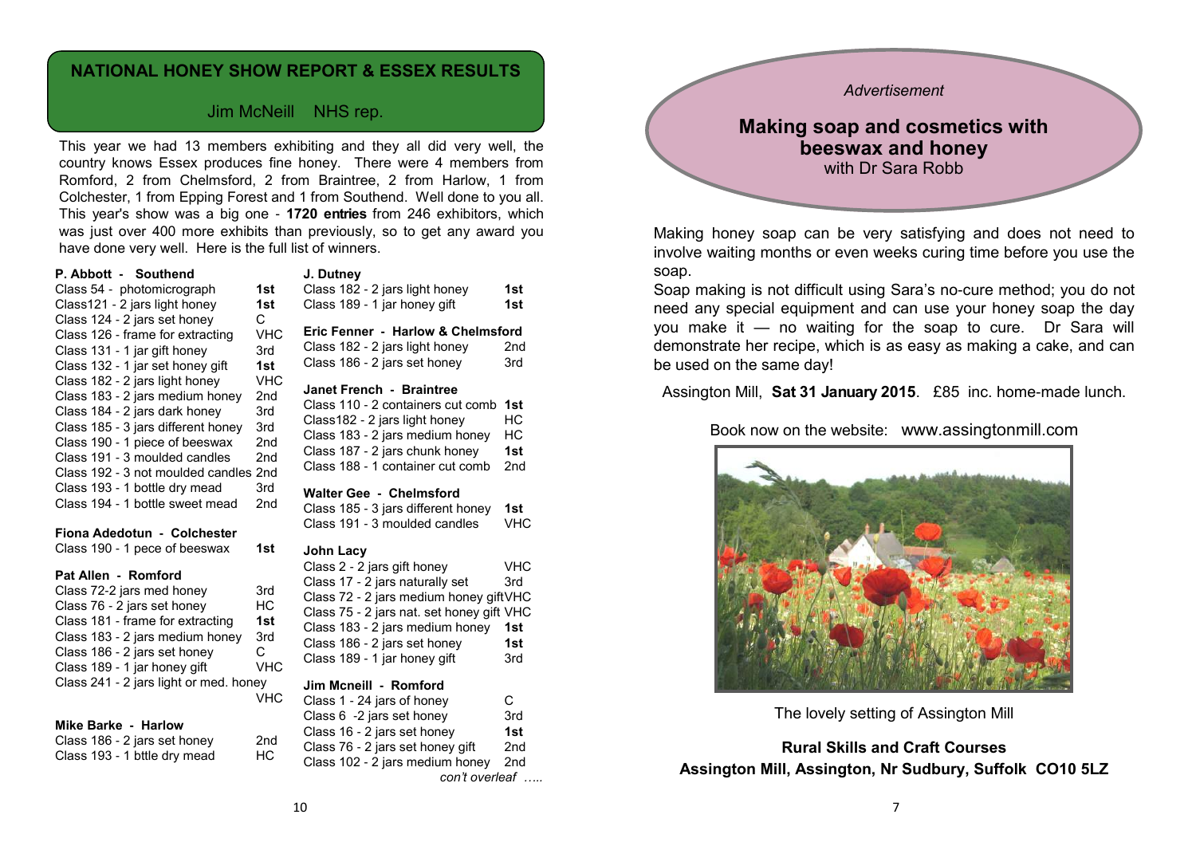## NATIONAL HONEY SHOW REPORT & ESSEX RESULTS

Jim McNeill NHS rep.

This year we had 13 members exhibiting and they all did very well, the country knows Essex produces fine honey. There were 4 members from Romford, 2 from Chelmsford, 2 from Braintree, 2 from Harlow, 1 from Colchester, 1 from Epping Forest and 1 from Southend. Well done to you all. This year's show was a big one - **1720 entries** from 246 exhibitors, which was just over 400 more exhibits than previously, so to get any award you have done very well. Here is the full list of winners.

**P. Abbott - Southend**

| | |
|---|---|
| Class 54 - photomicrograph | **1st** |
| Class121 - 2 jars light honey | **1st** |
| Class 124 - 2 jars set honey | C |
| Class 126 - frame for extracting | VHC |
| Class 131 - 1 jar gift honey | 3rd |
| Class 132 - 1 jar set honey gift | **1st** |
| Class 182 - 2 jars light honey | VHC |
| Class 183 - 2 jars medium honey | 2nd |
| Class 184 - 2 jars dark honey | 3rd |
| Class 185 - 3 jars different honey | 3rd |
| Class 190 - 1 piece of beeswax | 2nd |
| Class 191 - 3 moulded candles | 2nd |
| Class 192 - 3 not moulded candles | 2nd |
| Class 193 - 1 bottle dry mead | 3rd |
| Class 194 - 1 bottle sweet mead | 2nd |

**Fiona Adedotun - Colchester**

| | |
|---|---|
| Class 190 - 1 pece of beeswax | **1st** |

**Pat Allen - Romford**

| | |
|---|---|
| Class 72-2 jars med honey | 3rd |
| Class 76 - 2 jars set honey | HC |
| Class 181 - frame for extracting | **1st** |
| Class 183 - 2 jars medium honey | 3rd |
| Class 186 - 2 jars set honey | C |
| Class 189 - 1 jar honey gift | VHC |
| Class 241 - 2 jars light or med. honey | VHC |

**Mike Barke - Harlow**

| | |
|---|---|
| Class 186 - 2 jars set honey | 2nd |
| Class 193 - 1 bttle dry mead | HC |

**J. Dutney**

| | |
|---|---|
| Class 182 - 2 jars light honey | **1st** |
| Class 189 - 1 jar honey gift | **1st** |

**Eric Fenner - Harlow & Chelmsford**

| | |
|---|---|
| Class 182 - 2 jars light honey | 2nd |
| Class 186 - 2 jars set honey | 3rd |

**Janet French - Braintree**

| | |
|---|---|
| Class 110 - 2 containers cut comb | **1st** |
| Class182 - 2 jars light honey | HC |
| Class 183 - 2 jars medium honey | HC |
| Class 187 - 2 jars chunk honey | **1st** |
| Class 188 - 1 container cut comb | 2nd |

**Walter Gee - Chelmsford**

| | |
|---|---|
| Class 185 - 3 jars different honey | **1st** |
| Class 191 - 3 moulded candles | VHC |

**John Lacy**

| | |
|---|---|
| Class 2 - 2 jars gift honey | VHC |
| Class 17 - 2 jars naturally set | 3rd |
| Class 72 - 2 jars medium honey gift | VHC |
| Class 75 - 2 jars nat. set honey gift | VHC |
| Class 183 - 2 jars medium honey | **1st** |
| Class 186 - 2 jars set honey | **1st** |
| Class 189 - 1 jar honey gift | 3rd |

**Jim Mcneill - Romford**

| | |
|---|---|
| Class 1 - 24 jars of honey | C |
| Class 6 -2 jars set honey | 3rd |
| Class 16 - 2 jars set honey | **1st** |
| Class 76 - 2 jars set honey gift | 2nd |
| Class 102 - 2 jars medium honey | 2nd |

*con't overleaf .....*

*Advertisement*

## Making soap and cosmetics with beeswax and honey

with Dr Sara Robb

Making honey soap can be very satisfying and does not need to involve waiting months or even weeks curing time before you use the soap.

Soap making is not difficult using Sara's no-cure method; you do not need any special equipment and can use your honey soap the day you make it — no waiting for the soap to cure. Dr Sara will demonstrate her recipe, which is as easy as making a cake, and can be used on the same day!

Assington Mill, **Sat 31 January 2015**. £85 inc. home-made lunch.

Book now on the website: www.assingtonmill.com

The lovely setting of Assington Mill

**Rural Skills and Craft Courses**
**Assington Mill, Assington, Nr Sudbury, Suffolk CO10 5LZ**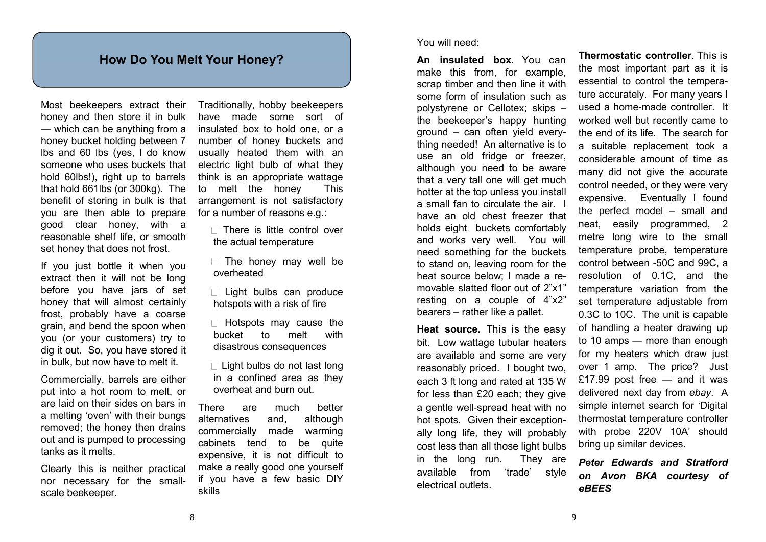## How Do You Melt Your Honey?

Most beekeepers extract their honey and then store it in bulk — which can be anything from a honey bucket holding between 7 lbs and 60 lbs (yes, I do know someone who uses buckets that hold 60lbs!), right up to barrels that hold 661lbs (or 300kg). The benefit of storing in bulk is that you are then able to prepare good clear honey, with a reasonable shelf life, or smooth set honey that does not frost.

If you just bottle it when you extract then it will not be long before you have jars of set honey that will almost certainly frost, probably have a coarse grain, and bend the spoon when you (or your customers) try to dig it out. So, you have stored it in bulk, but now have to melt it.

Commercially, barrels are either put into a hot room to melt, or are laid on their sides on bars in a melting 'oven' with their bungs removed; the honey then drains out and is pumped to processing tanks as it melts.

Clearly this is neither practical nor necessary for the small-scale beekeeper.

Traditionally, hobby beekeepers have made some sort of insulated box to hold one, or a number of honey buckets and usually heated them with an electric light bulb of what they think is an appropriate wattage to melt the honey This arrangement is not satisfactory for a number of reasons e.g.:

- There is little control over the actual temperature
- The honey may well be overheated
- Light bulbs can produce hotspots with a risk of fire
- Hotspots may cause the bucket to melt with disastrous consequences
- Light bulbs do not last long in a confined area as they overheat and burn out.

There are much better alternatives and, although commercially made warming cabinets tend to be quite expensive, it is not difficult to make a really good one yourself if you have a few basic DIY skills

You will need:

**An insulated box**. You can make this from, for example, scrap timber and then line it with some form of insulation such as polystyrene or Cellotex; skips – the beekeeper's happy hunting ground – can often yield everything needed! An alternative is to use an old fridge or freezer, although you need to be aware that a very tall one will get much hotter at the top unless you install a small fan to circulate the air. I have an old chest freezer that holds eight buckets comfortably and works very well. You will need something for the buckets to stand on, leaving room for the heat source below; I made a removable slatted floor out of 2"x1" resting on a couple of 4"x2" bearers – rather like a pallet.

**Heat source.** This is the easy bit. Low wattage tubular heaters are available and some are very reasonably priced. I bought two, each 3 ft long and rated at 135 W for less than £20 each; they give a gentle well-spread heat with no hot spots. Given their exceptionally long life, they will probably cost less than all those light bulbs in the long run. They are available from 'trade' style electrical outlets.

**Thermostatic controller**. This is the most important part as it is essential to control the temperature accurately. For many years I used a home-made controller. It worked well but recently came to the end of its life. The search for a suitable replacement took a considerable amount of time as many did not give the accurate control needed, or they were very expensive. Eventually I found the perfect model – small and neat, easily programmed, 2 metre long wire to the small temperature probe, temperature control between -50C and 99C, a resolution of 0.1C, and the temperature variation from the set temperature adjustable from 0.3C to 10C. The unit is capable of handling a heater drawing up to 10 amps — more than enough for my heaters which draw just over 1 amp. The price? Just £17.99 post free — and it was delivered next day from *ebay*. A simple internet search for 'Digital thermostat temperature controller with probe 220V 10A' should bring up similar devices.

***Peter Edwards and Stratford on Avon BKA courtesy of eBEES***